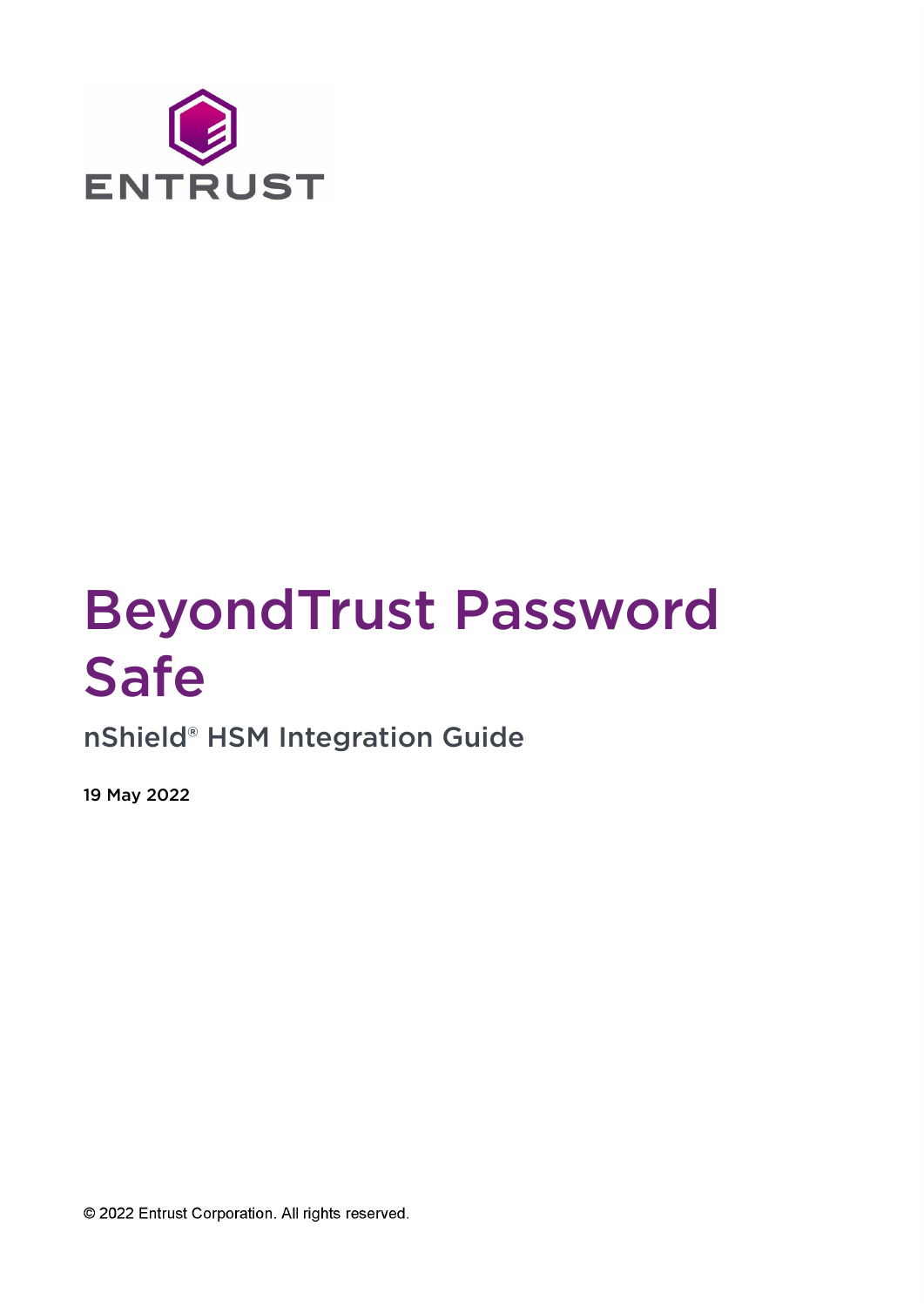ENTRUST

# BeyondTrust Password Safe

## nShield® HSM Integration Guide

**19 May 2022**

© 2022 Entrust Corporation. All rights reserved.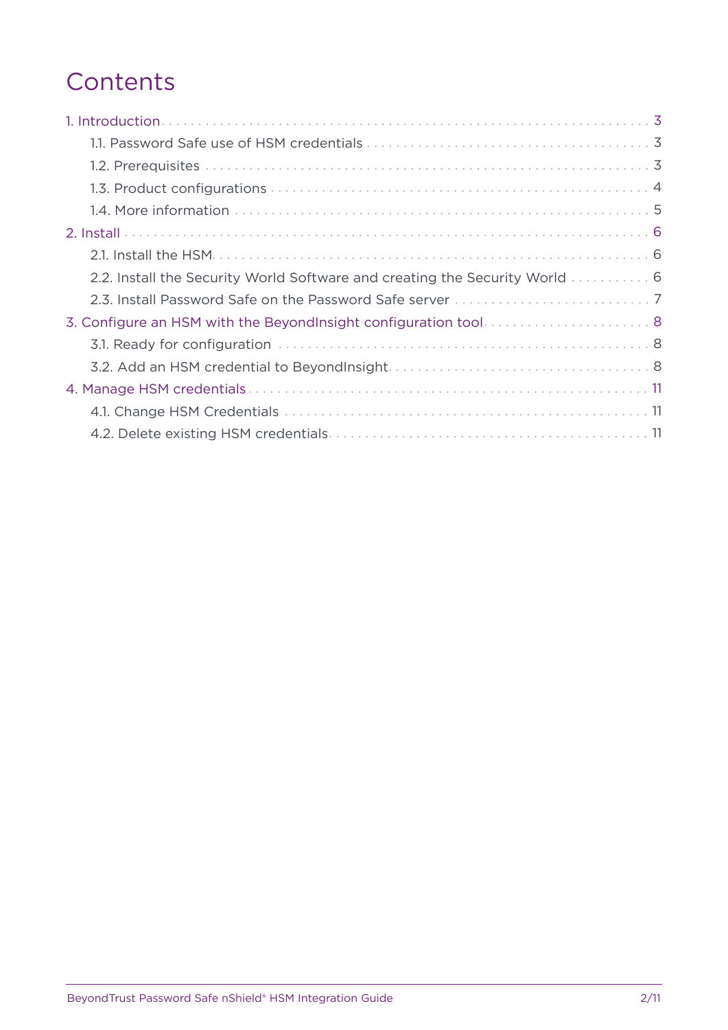# Contents

- 1. Introduction . . . 3
  - 1.1. Password Safe use of HSM credentials . . . 3
  - 1.2. Prerequisites . . . 3
  - 1.3. Product configurations . . . 4
  - 1.4. More information . . . 5
- 2. Install . . . 6
  - 2.1. Install the HSM . . . 6
  - 2.2. Install the Security World Software and creating the Security World . . . 6
  - 2.3. Install Password Safe on the Password Safe server . . . 7
- 3. Configure an HSM with the BeyondInsight configuration tool . . . 8
  - 3.1. Ready for configuration . . . 8
  - 3.2. Add an HSM credential to BeyondInsight . . . 8
- 4. Manage HSM credentials . . . 11
  - 4.1. Change HSM Credentials . . . 11
  - 4.2. Delete existing HSM credentials . . . 11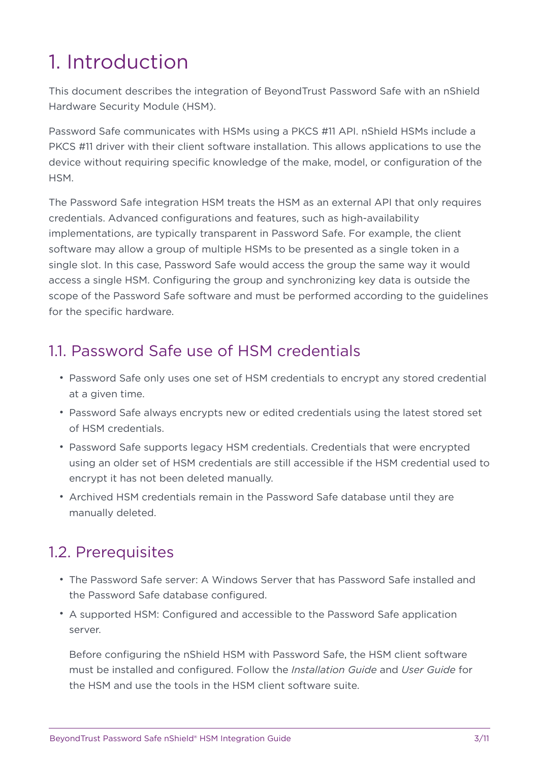# 1. Introduction

This document describes the integration of BeyondTrust Password Safe with an nShield Hardware Security Module (HSM).

Password Safe communicates with HSMs using a PKCS #11 API. nShield HSMs include a PKCS #11 driver with their client software installation. This allows applications to use the device without requiring specific knowledge of the make, model, or configuration of the HSM.

The Password Safe integration HSM treats the HSM as an external API that only requires credentials. Advanced configurations and features, such as high-availability implementations, are typically transparent in Password Safe. For example, the client software may allow a group of multiple HSMs to be presented as a single token in a single slot. In this case, Password Safe would access the group the same way it would access a single HSM. Configuring the group and synchronizing key data is outside the scope of the Password Safe software and must be performed according to the guidelines for the specific hardware.

## 1.1. Password Safe use of HSM credentials

- Password Safe only uses one set of HSM credentials to encrypt any stored credential at a given time.
- Password Safe always encrypts new or edited credentials using the latest stored set of HSM credentials.
- Password Safe supports legacy HSM credentials. Credentials that were encrypted using an older set of HSM credentials are still accessible if the HSM credential used to encrypt it has not been deleted manually.
- Archived HSM credentials remain in the Password Safe database until they are manually deleted.

## 1.2. Prerequisites

- The Password Safe server: A Windows Server that has Password Safe installed and the Password Safe database configured.
- A supported HSM: Configured and accessible to the Password Safe application server.

  Before configuring the nShield HSM with Password Safe, the HSM client software must be installed and configured. Follow the *Installation Guide* and *User Guide* for the HSM and use the tools in the HSM client software suite.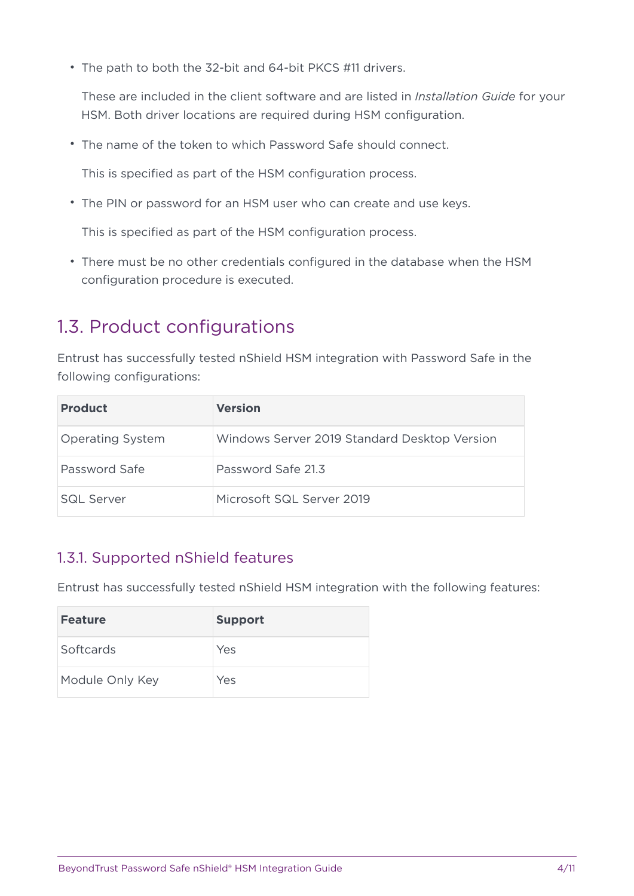- The path to both the 32-bit and 64-bit PKCS #11 drivers.

  These are included in the client software and are listed in *Installation Guide* for your HSM. Both driver locations are required during HSM configuration.

- The name of the token to which Password Safe should connect.

  This is specified as part of the HSM configuration process.

- The PIN or password for an HSM user who can create and use keys.

  This is specified as part of the HSM configuration process.

- There must be no other credentials configured in the database when the HSM configuration procedure is executed.

## 1.3. Product configurations

Entrust has successfully tested nShield HSM integration with Password Safe in the following configurations:

| Product | Version |
| --- | --- |
| Operating System | Windows Server 2019 Standard Desktop Version |
| Password Safe | Password Safe 21.3 |
| SQL Server | Microsoft SQL Server 2019 |

### 1.3.1. Supported nShield features

Entrust has successfully tested nShield HSM integration with the following features:

| Feature | Support |
| --- | --- |
| Softcards | Yes |
| Module Only Key | Yes |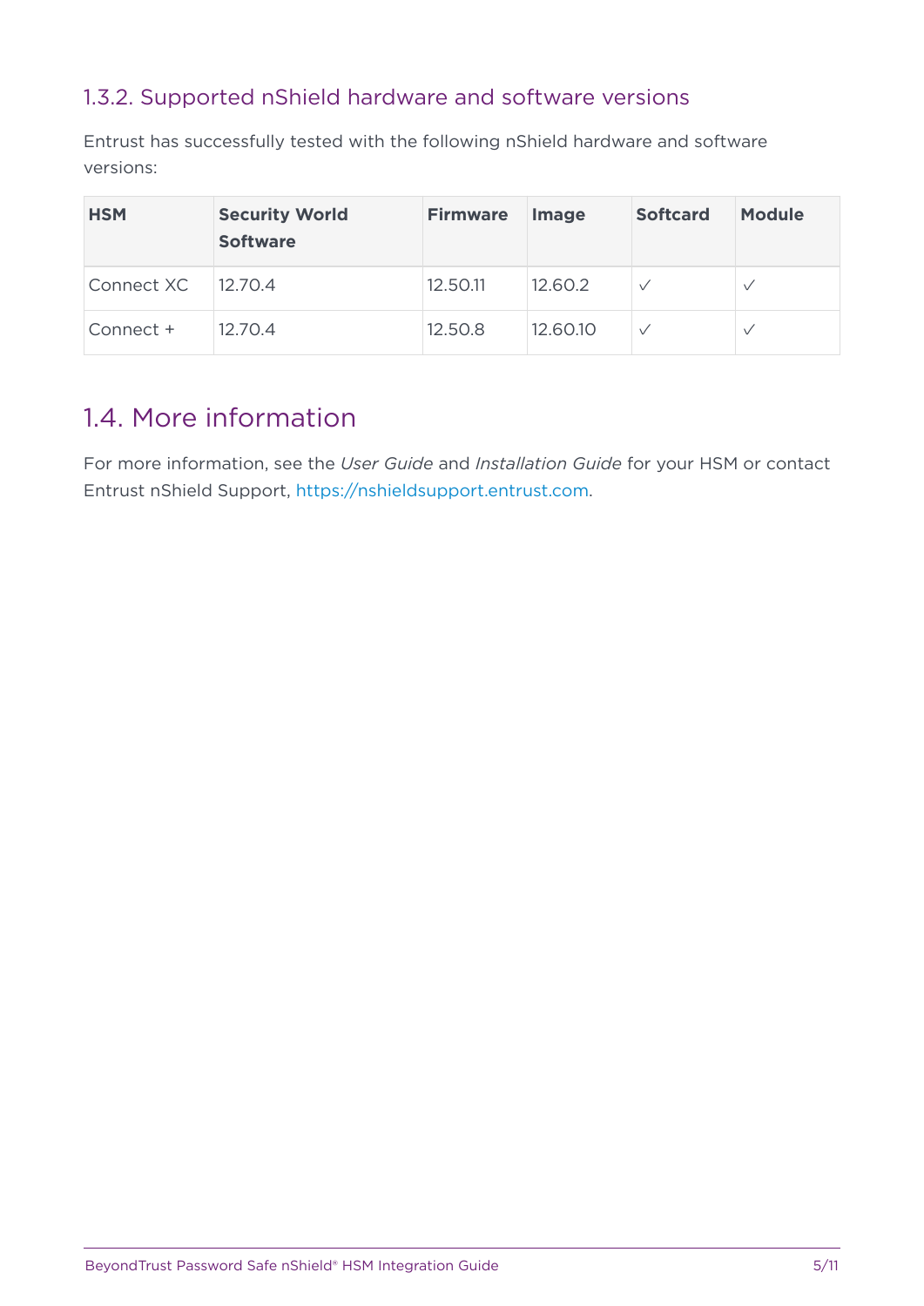### 1.3.2. Supported nShield hardware and software versions

Entrust has successfully tested with the following nShield hardware and software versions:

| HSM | Security World Software | Firmware | Image | Softcard | Module |
|---|---|---|---|---|---|
| Connect XC | 12.70.4 | 12.50.11 | 12.60.2 | ✓ | ✓ |
| Connect + | 12.70.4 | 12.50.8 | 12.60.10 | ✓ | ✓ |

## 1.4. More information

For more information, see the *User Guide* and *Installation Guide* for your HSM or contact Entrust nShield Support, https://nshieldsupport.entrust.com.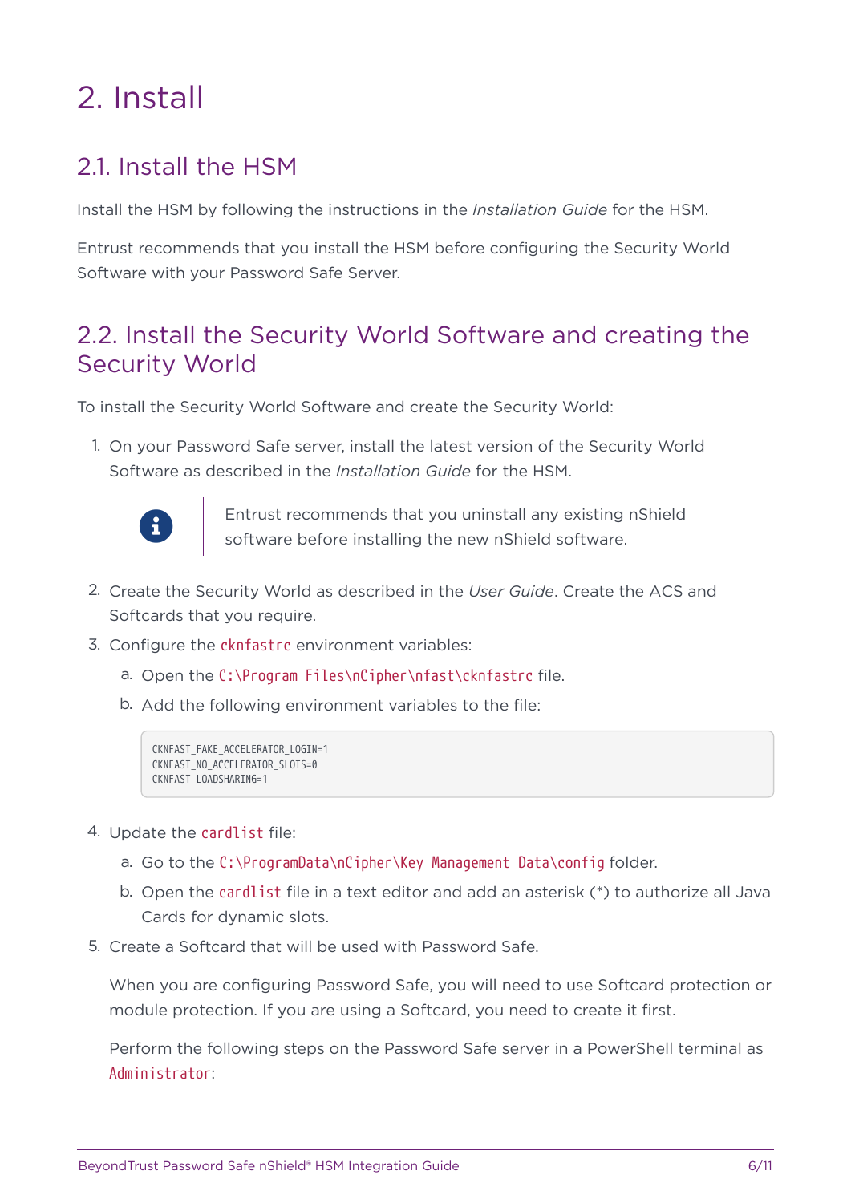# 2. Install

## 2.1. Install the HSM

Install the HSM by following the instructions in the *Installation Guide* for the HSM.

Entrust recommends that you install the HSM before configuring the Security World Software with your Password Safe Server.

## 2.2. Install the Security World Software and creating the Security World

To install the Security World Software and create the Security World:

1. On your Password Safe server, install the latest version of the Security World Software as described in the *Installation Guide* for the HSM.

   > Entrust recommends that you uninstall any existing nShield software before installing the new nShield software.

2. Create the Security World as described in the *User Guide*. Create the ACS and Softcards that you require.
3. Configure the `cknfastrc` environment variables:
   a. Open the `C:\Program Files\nCipher\nfast\cknfastrc` file.
   b. Add the following environment variables to the file:

   ```
   CKNFAST_FAKE_ACCELERATOR_LOGIN=1
   CKNFAST_NO_ACCELERATOR_SLOTS=0
   CKNFAST_LOADSHARING=1
   ```

4. Update the `cardlist` file:
   a. Go to the `C:\ProgramData\nCipher\Key Management Data\config` folder.
   b. Open the `cardlist` file in a text editor and add an asterisk (*) to authorize all Java Cards for dynamic slots.
5. Create a Softcard that will be used with Password Safe.

   When you are configuring Password Safe, you will need to use Softcard protection or module protection. If you are using a Softcard, you need to create it first.

   Perform the following steps on the Password Safe server in a PowerShell terminal as `Administrator`: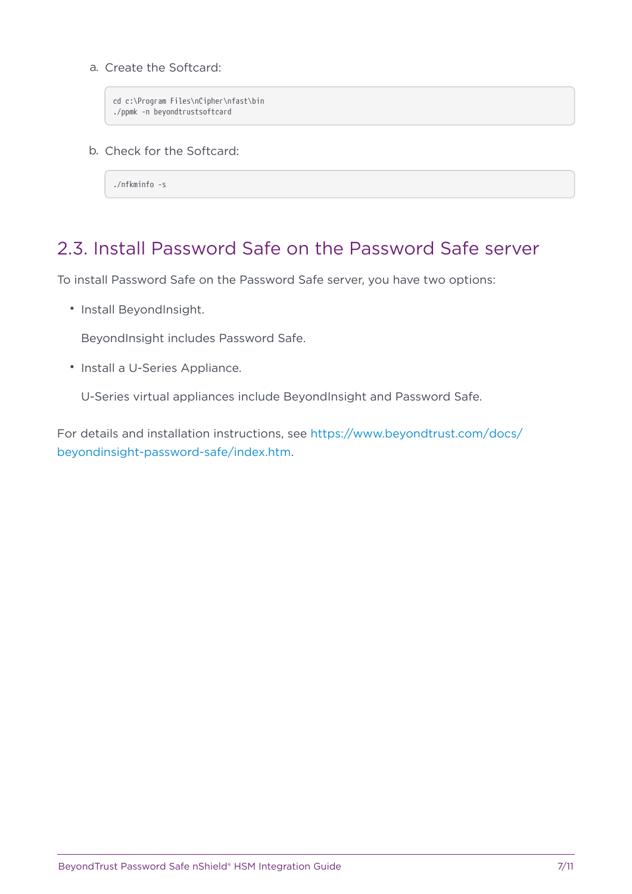a. Create the Softcard:

```
cd c:\Program Files\nCipher\nfast\bin
./ppmk -n beyondtrustsoftcard
```

b. Check for the Softcard:

```
./nfkminfo -s
```

## 2.3. Install Password Safe on the Password Safe server

To install Password Safe on the Password Safe server, you have two options:

- Install BeyondInsight.

  BeyondInsight includes Password Safe.

- Install a U-Series Appliance.

  U-Series virtual appliances include BeyondInsight and Password Safe.

For details and installation instructions, see https://www.beyondtrust.com/docs/beyondinsight-password-safe/index.htm.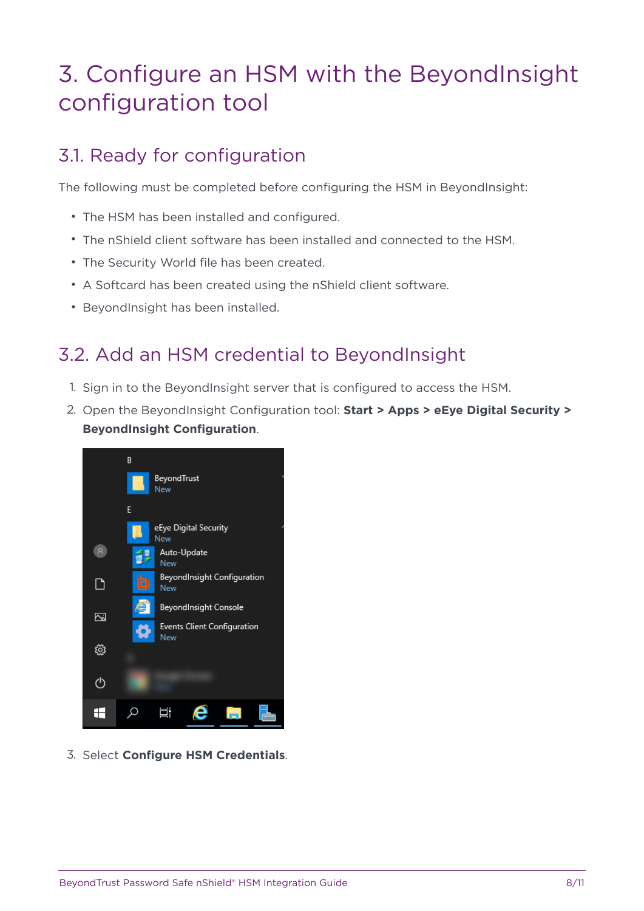# 3. Configure an HSM with the BeyondInsight configuration tool

## 3.1. Ready for configuration

The following must be completed before configuring the HSM in BeyondInsight:

- The HSM has been installed and configured.
- The nShield client software has been installed and connected to the HSM.
- The Security World file has been created.
- A Softcard has been created using the nShield client software.
- BeyondInsight has been installed.

## 3.2. Add an HSM credential to BeyondInsight

1. Sign in to the BeyondInsight server that is configured to access the HSM.
2. Open the BeyondInsight Configuration tool: **Start > Apps > eEye Digital Security > BeyondInsight Configuration**.
3. Select **Configure HSM Credentials**.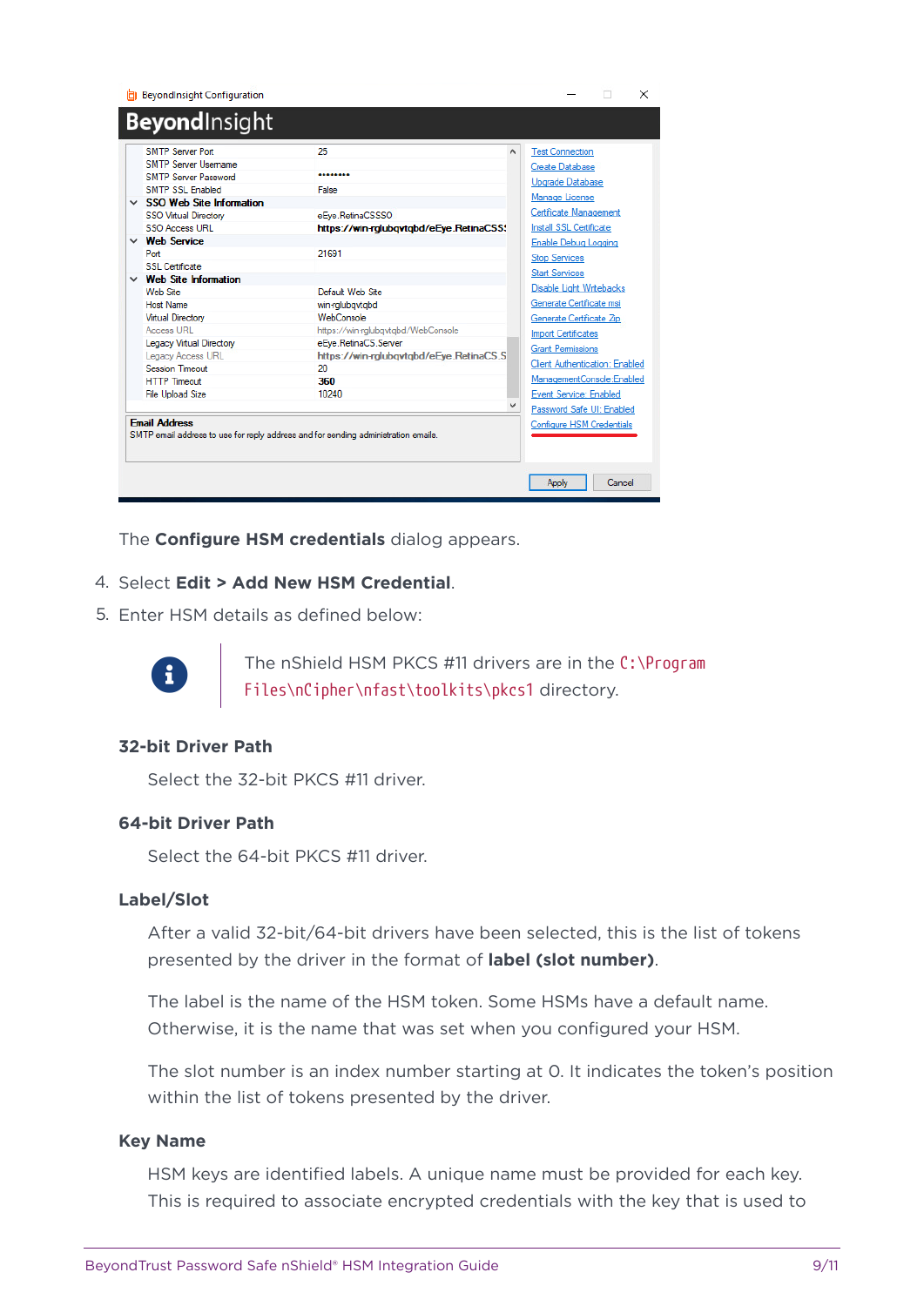The **Configure HSM credentials** dialog appears.

4. Select **Edit > Add New HSM Credential**.
5. Enter HSM details as defined below:

> The nShield HSM PKCS #11 drivers are in the `C:\Program Files\nCipher\nfast\toolkits\pkcs1` directory.

**32-bit Driver Path**

Select the 32-bit PKCS #11 driver.

**64-bit Driver Path**

Select the 64-bit PKCS #11 driver.

**Label/Slot**

After a valid 32-bit/64-bit drivers have been selected, this is the list of tokens presented by the driver in the format of **label (slot number)**.

The label is the name of the HSM token. Some HSMs have a default name. Otherwise, it is the name that was set when you configured your HSM.

The slot number is an index number starting at 0. It indicates the token's position within the list of tokens presented by the driver.

**Key Name**

HSM keys are identified labels. A unique name must be provided for each key. This is required to associate encrypted credentials with the key that is used to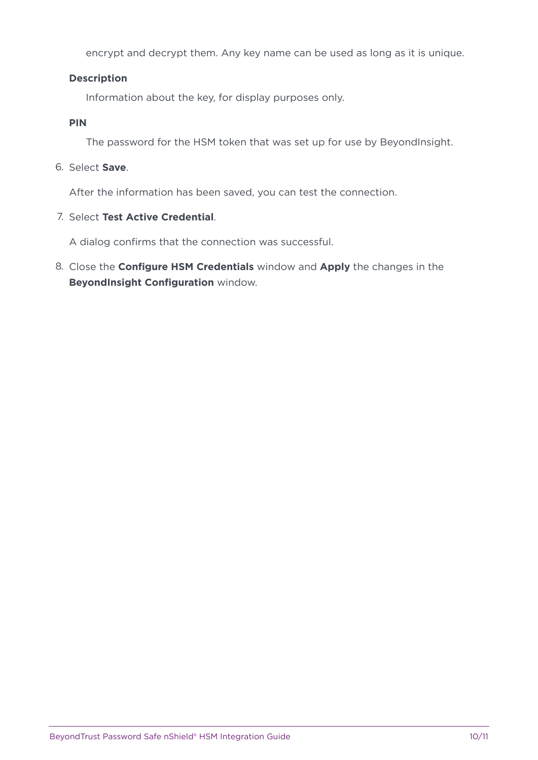encrypt and decrypt them. Any key name can be used as long as it is unique.

**Description**

Information about the key, for display purposes only.

**PIN**

The password for the HSM token that was set up for use by BeyondInsight.

6. Select **Save**.

   After the information has been saved, you can test the connection.

7. Select **Test Active Credential**.

   A dialog confirms that the connection was successful.

8. Close the **Configure HSM Credentials** window and **Apply** the changes in the **BeyondInsight Configuration** window.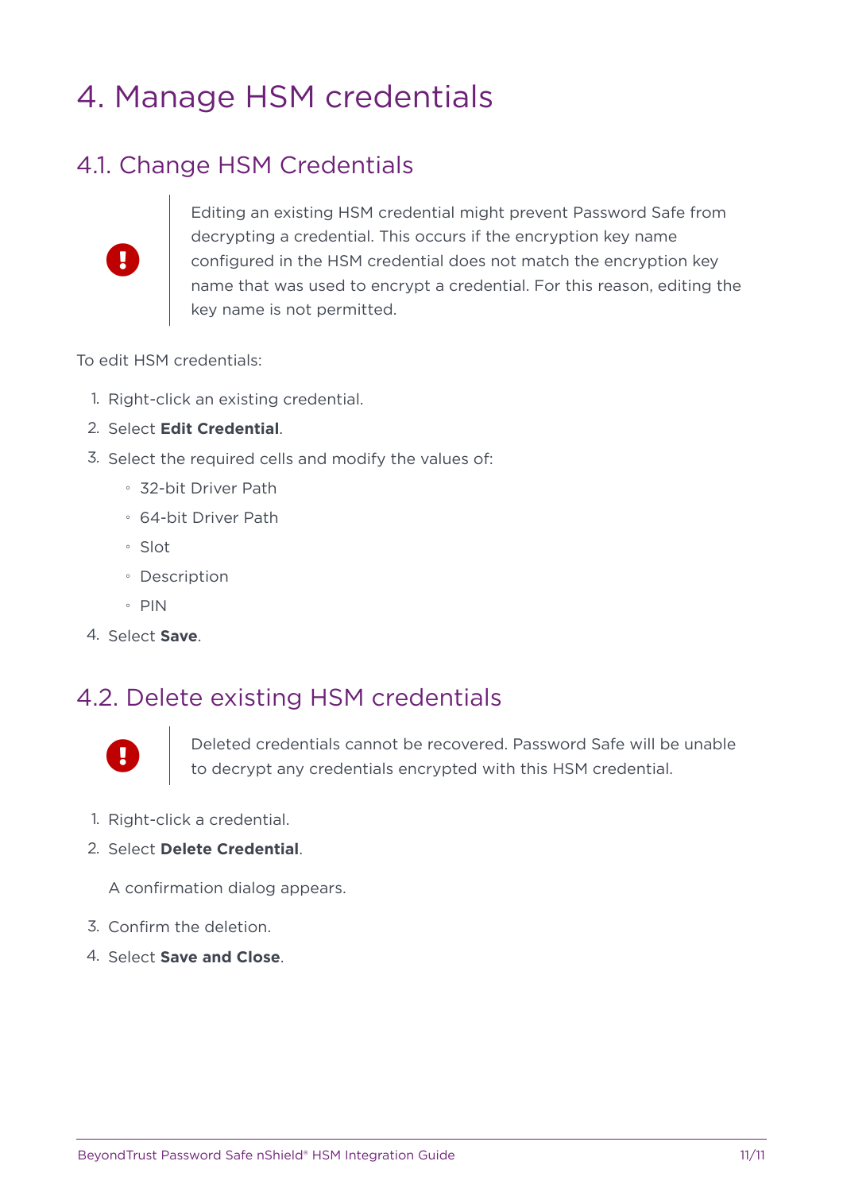# 4. Manage HSM credentials

## 4.1. Change HSM Credentials

> Editing an existing HSM credential might prevent Password Safe from decrypting a credential. This occurs if the encryption key name configured in the HSM credential does not match the encryption key name that was used to encrypt a credential. For this reason, editing the key name is not permitted.

To edit HSM credentials:

1. Right-click an existing credential.
2. Select **Edit Credential**.
3. Select the required cells and modify the values of:
   - 32-bit Driver Path
   - 64-bit Driver Path
   - Slot
   - Description
   - PIN
4. Select **Save**.

## 4.2. Delete existing HSM credentials

> Deleted credentials cannot be recovered. Password Safe will be unable to decrypt any credentials encrypted with this HSM credential.

1. Right-click a credential.
2. Select **Delete Credential**.

   A confirmation dialog appears.

3. Confirm the deletion.
4. Select **Save and Close**.